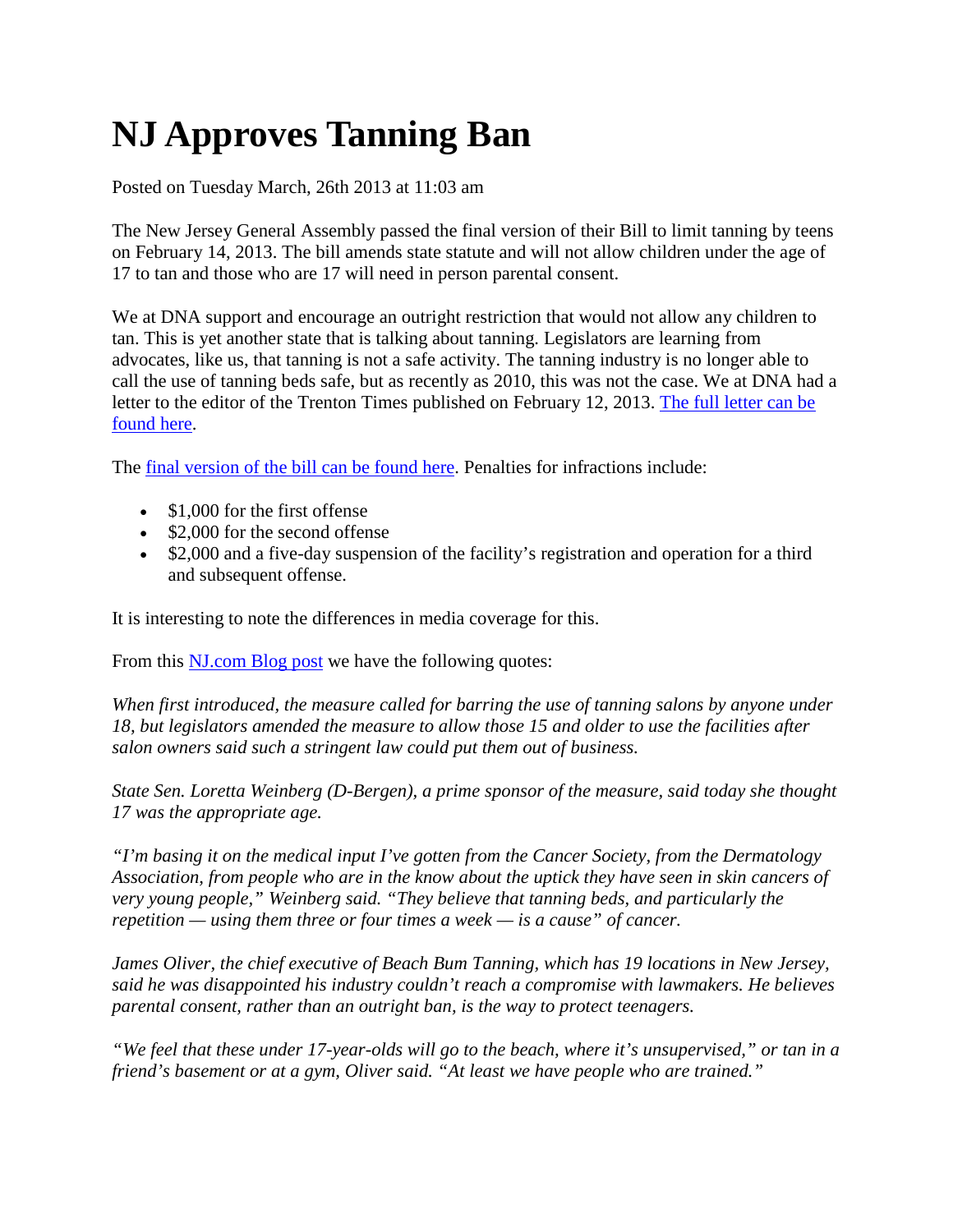# NJ Approves Tanning Ban

Posted on Tuesday March, 26th 2013 at 11:03 am

The New Jersey General Assembly passed the final version of their Bill to limit tanning by teens on February 14, 2013. The bill amends state statute and will not allow children under the age of 17 to tan and those who are 17 will need in person parental consent.

We at DNA support and encourage an outright restriction that would not allow any children to tan. This is yet another state that is talking about tanning. Legislators are learning from advocates, like us, that tanning is not a safe activity. The tanning industry is no longer able to call the use of tanning beds safe, but as recently as 2010, this was not the case. We at DNA had a letter to the editor of the Trenton Times published on February 12, 2013. The full letter can be found here.

The final version of the bill can be found here. Penalties for infractions include:

- $1,000 for the first offense
- $2,000 for the second offense
- $2,000 and a five-day suspension of the facility's registration and operation for a third and subsequent offense.

It is interesting to note the differences in media coverage for this.

From this NJ.com Blog post we have the following quotes:

*When first introduced, the measure called for barring the use of tanning salons by anyone under 18, but legislators amended the measure to allow those 15 and older to use the facilities after salon owners said such a stringent law could put them out of business.*

*State Sen. Loretta Weinberg (D-Bergen), a prime sponsor of the measure, said today she thought 17 was the appropriate age.*

*"I'm basing it on the medical input I've gotten from the Cancer Society, from the Dermatology Association, from people who are in the know about the uptick they have seen in skin cancers of very young people," Weinberg said. "They believe that tanning beds, and particularly the repetition — using them three or four times a week — is a cause" of cancer.*

*James Oliver, the chief executive of Beach Bum Tanning, which has 19 locations in New Jersey, said he was disappointed his industry couldn't reach a compromise with lawmakers. He believes parental consent, rather than an outright ban, is the way to protect teenagers.*

*"We feel that these under 17-year-olds will go to the beach, where it's unsupervised," or tan in a friend's basement or at a gym, Oliver said. "At least we have people who are trained."*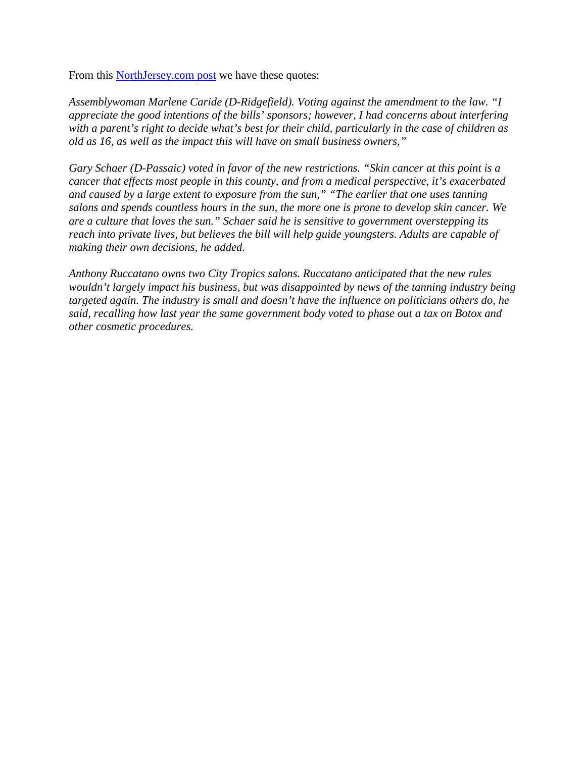From this [NorthJersey.com post]() we have these quotes:

*Assemblywoman Marlene Caride (D-Ridgefield). Voting against the amendment to the law. "I appreciate the good intentions of the bills' sponsors; however, I had concerns about interfering with a parent's right to decide what's best for their child, particularly in the case of children as old as 16, as well as the impact this will have on small business owners,"*

*Gary Schaer (D-Passaic) voted in favor of the new restrictions. "Skin cancer at this point is a cancer that effects most people in this county, and from a medical perspective, it's exacerbated and caused by a large extent to exposure from the sun," "The earlier that one uses tanning salons and spends countless hours in the sun, the more one is prone to develop skin cancer. We are a culture that loves the sun." Schaer said he is sensitive to government overstepping its reach into private lives, but believes the bill will help guide youngsters. Adults are capable of making their own decisions, he added.*

*Anthony Ruccatano owns two City Tropics salons. Ruccatano anticipated that the new rules wouldn't largely impact his business, but was disappointed by news of the tanning industry being targeted again. The industry is small and doesn't have the influence on politicians others do, he said, recalling how last year the same government body voted to phase out a tax on Botox and other cosmetic procedures.*